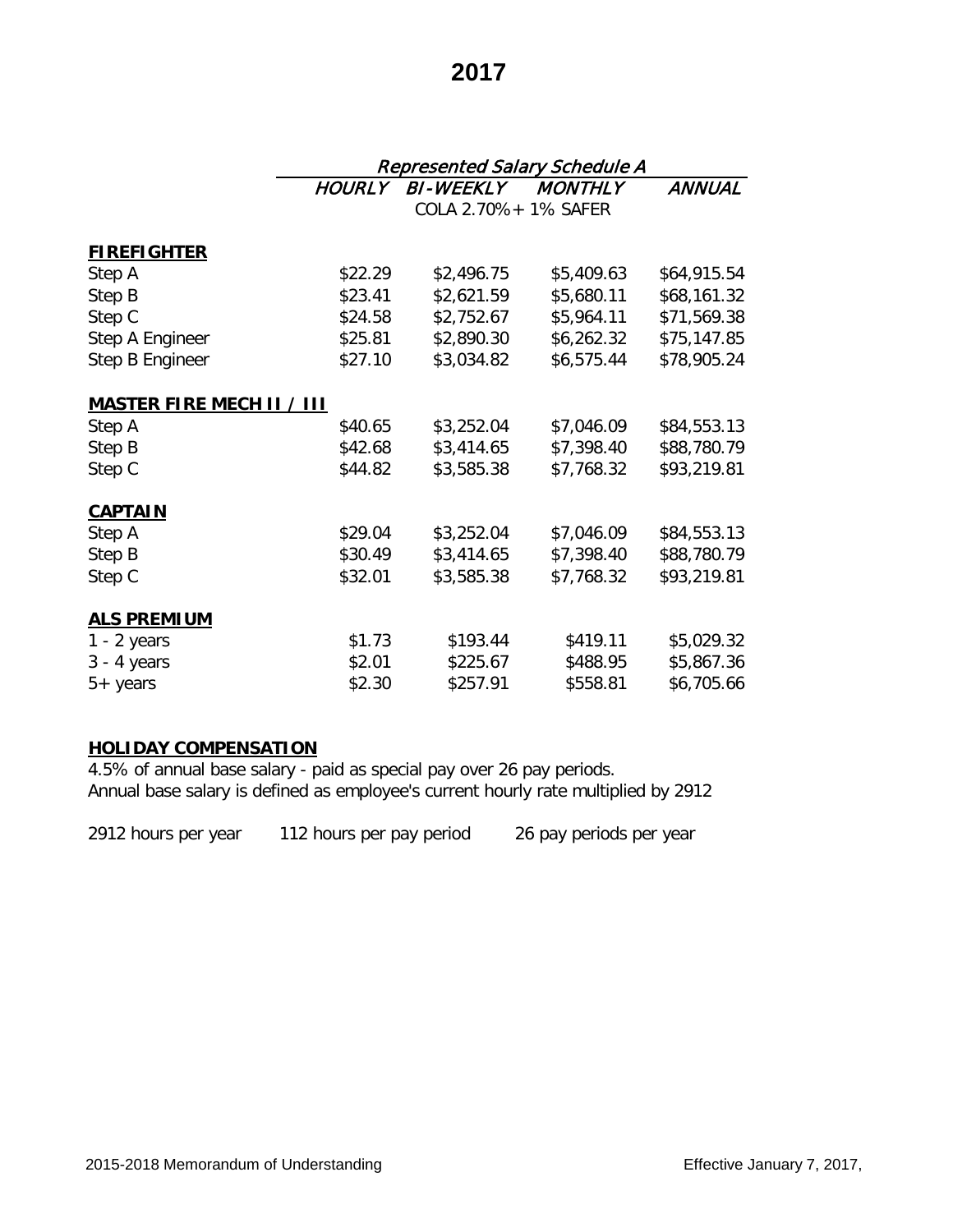# 2017

| | Represented Salary Schedule A | | | |
|---|---|---|---|---|
| | *HOURLY* | *BI-WEEKLY* | *MONTHLY* | *ANNUAL* |
| | | COLA 2.70% + 1% SAFER | | |
| **FIREFIGHTER** | | | | |
| Step A | $22.29 | $2,496.75 | $5,409.63 | $64,915.54 |
| Step B | $23.41 | $2,621.59 | $5,680.11 | $68,161.32 |
| Step C | $24.58 | $2,752.67 | $5,964.11 | $71,569.38 |
| Step A Engineer | $25.81 | $2,890.30 | $6,262.32 | $75,147.85 |
| Step B Engineer | $27.10 | $3,034.82 | $6,575.44 | $78,905.24 |
| **MASTER FIRE MECH II / III** | | | | |
| Step A | $40.65 | $3,252.04 | $7,046.09 | $84,553.13 |
| Step B | $42.68 | $3,414.65 | $7,398.40 | $88,780.79 |
| Step C | $44.82 | $3,585.38 | $7,768.32 | $93,219.81 |
| **CAPTAIN** | | | | |
| Step A | $29.04 | $3,252.04 | $7,046.09 | $84,553.13 |
| Step B | $30.49 | $3,414.65 | $7,398.40 | $88,780.79 |
| Step C | $32.01 | $3,585.38 | $7,768.32 | $93,219.81 |
| **ALS PREMIUM** | | | | |
| 1 - 2 years | $1.73 | $193.44 | $419.11 | $5,029.32 |
| 3 - 4 years | $2.01 | $225.67 | $488.95 | $5,867.36 |
| 5+ years | $2.30 | $257.91 | $558.81 | $6,705.66 |

**HOLIDAY COMPENSATION**

4.5% of annual base salary - paid as special pay over 26 pay periods.
Annual base salary is defined as employee's current hourly rate multiplied by 2912

2912 hours per year     112 hours per pay period     26 pay periods per year

2015-2018 Memorandum of Understanding     Effective January 7, 2017,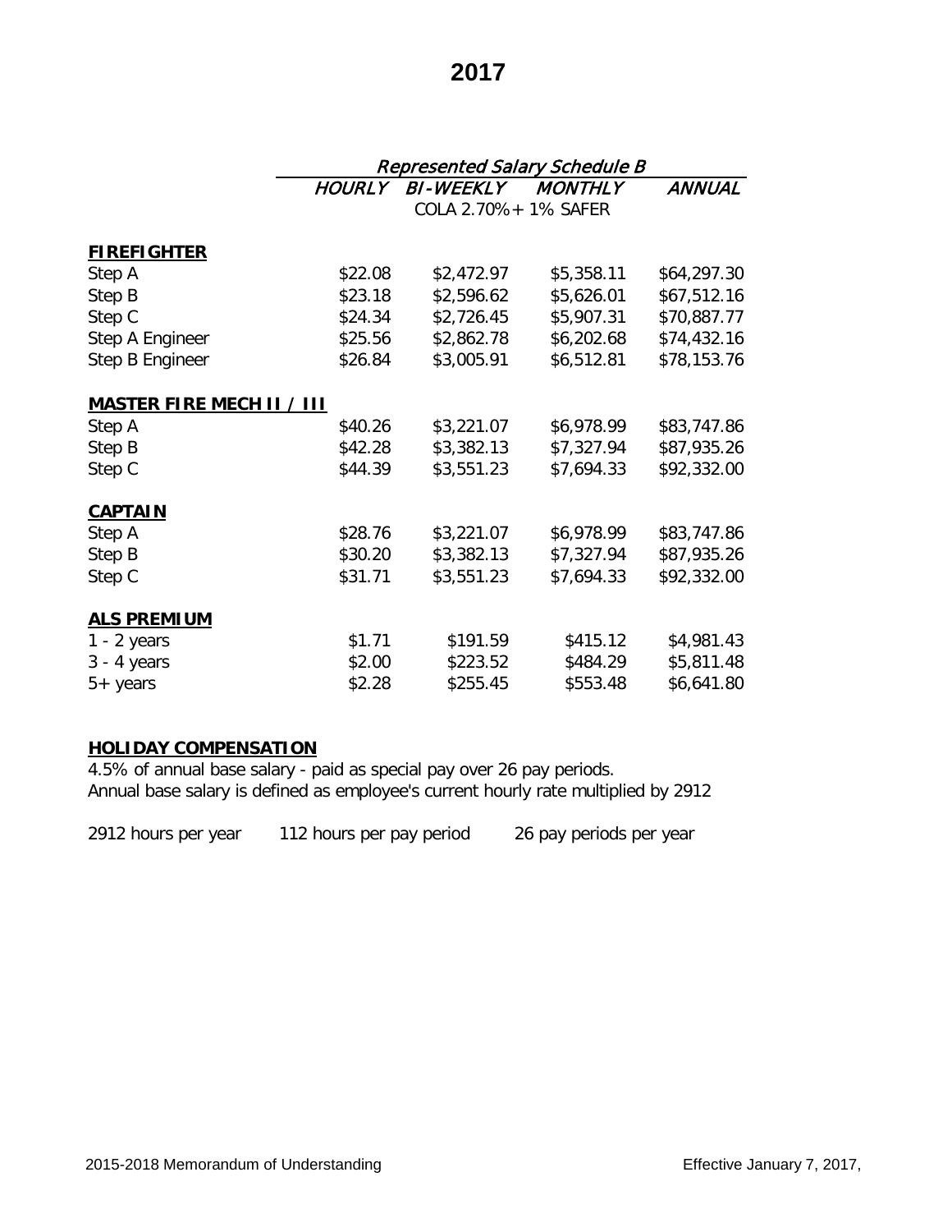# 2017

| | Represented Salary Schedule B | | | |
|---|---|---|---|---|
| | *HOURLY* | *BI-WEEKLY* | *MONTHLY* | *ANNUAL* |
| | | COLA 2.70% + 1% SAFER | | |
| **FIREFIGHTER** | | | | |
| Step A | \$22.08 | \$2,472.97 | \$5,358.11 | \$64,297.30 |
| Step B | \$23.18 | \$2,596.62 | \$5,626.01 | \$67,512.16 |
| Step C | \$24.34 | \$2,726.45 | \$5,907.31 | \$70,887.77 |
| Step A Engineer | \$25.56 | \$2,862.78 | \$6,202.68 | \$74,432.16 |
| Step B Engineer | \$26.84 | \$3,005.91 | \$6,512.81 | \$78,153.76 |
| **MASTER FIRE MECH II / III** | | | | |
| Step A | \$40.26 | \$3,221.07 | \$6,978.99 | \$83,747.86 |
| Step B | \$42.28 | \$3,382.13 | \$7,327.94 | \$87,935.26 |
| Step C | \$44.39 | \$3,551.23 | \$7,694.33 | \$92,332.00 |
| **CAPTAIN** | | | | |
| Step A | \$28.76 | \$3,221.07 | \$6,978.99 | \$83,747.86 |
| Step B | \$30.20 | \$3,382.13 | \$7,327.94 | \$87,935.26 |
| Step C | \$31.71 | \$3,551.23 | \$7,694.33 | \$92,332.00 |
| **ALS PREMIUM** | | | | |
| 1 - 2 years | \$1.71 | \$191.59 | \$415.12 | \$4,981.43 |
| 3 - 4 years | \$2.00 | \$223.52 | \$484.29 | \$5,811.48 |
| 5+ years | \$2.28 | \$255.45 | \$553.48 | \$6,641.80 |

**HOLIDAY COMPENSATION**

4.5% of annual base salary - paid as special pay over 26 pay periods.
Annual base salary is defined as employee's current hourly rate multiplied by 2912

2912 hours per year     112 hours per pay period     26 pay periods per year

2015-2018 Memorandum of Understanding     Effective January 7, 2017,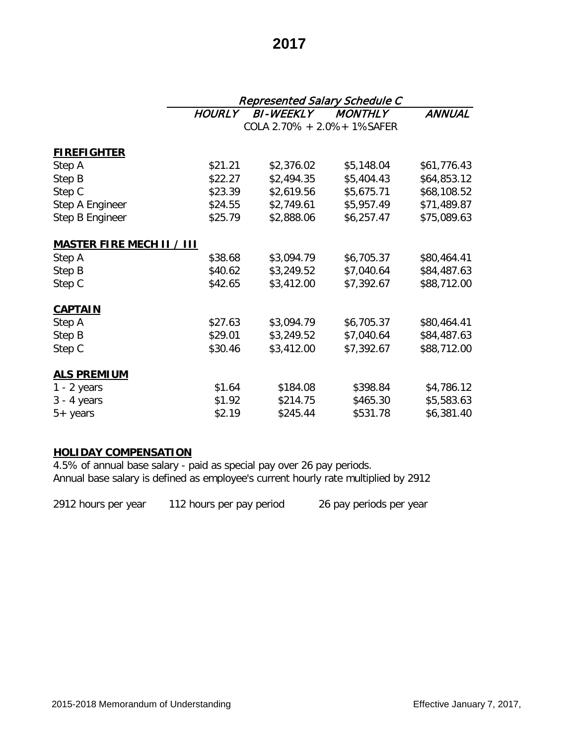# 2017

| | *Represented Salary Schedule C* | | | |
|---|---|---|---|---|
| | *HOURLY* | *BI-WEEKLY* | *MONTHLY* | *ANNUAL* |
| | | COLA 2.70% + 2.0% + 1% SAFER | | |
| **FIREFIGHTER** | | | | |
| Step A | $21.21 | $2,376.02 | $5,148.04 | $61,776.43 |
| Step B | $22.27 | $2,494.35 | $5,404.43 | $64,853.12 |
| Step C | $23.39 | $2,619.56 | $5,675.71 | $68,108.52 |
| Step A Engineer | $24.55 | $2,749.61 | $5,957.49 | $71,489.87 |
| Step B Engineer | $25.79 | $2,888.06 | $6,257.47 | $75,089.63 |
| **MASTER FIRE MECH II / III** | | | | |
| Step A | $38.68 | $3,094.79 | $6,705.37 | $80,464.41 |
| Step B | $40.62 | $3,249.52 | $7,040.64 | $84,487.63 |
| Step C | $42.65 | $3,412.00 | $7,392.67 | $88,712.00 |
| **CAPTAIN** | | | | |
| Step A | $27.63 | $3,094.79 | $6,705.37 | $80,464.41 |
| Step B | $29.01 | $3,249.52 | $7,040.64 | $84,487.63 |
| Step C | $30.46 | $3,412.00 | $7,392.67 | $88,712.00 |
| **ALS PREMIUM** | | | | |
| 1 - 2 years | $1.64 | $184.08 | $398.84 | $4,786.12 |
| 3 - 4 years | $1.92 | $214.75 | $465.30 | $5,583.63 |
| 5+ years | $2.19 | $245.44 | $531.78 | $6,381.40 |

**HOLIDAY COMPENSATION**

4.5% of annual base salary - paid as special pay over 26 pay periods.
Annual base salary is defined as employee's current hourly rate multiplied by 2912

2912 hours per year    112 hours per pay period    26 pay periods per year

2015-2018 Memorandum of Understanding    Effective January 7, 2017,